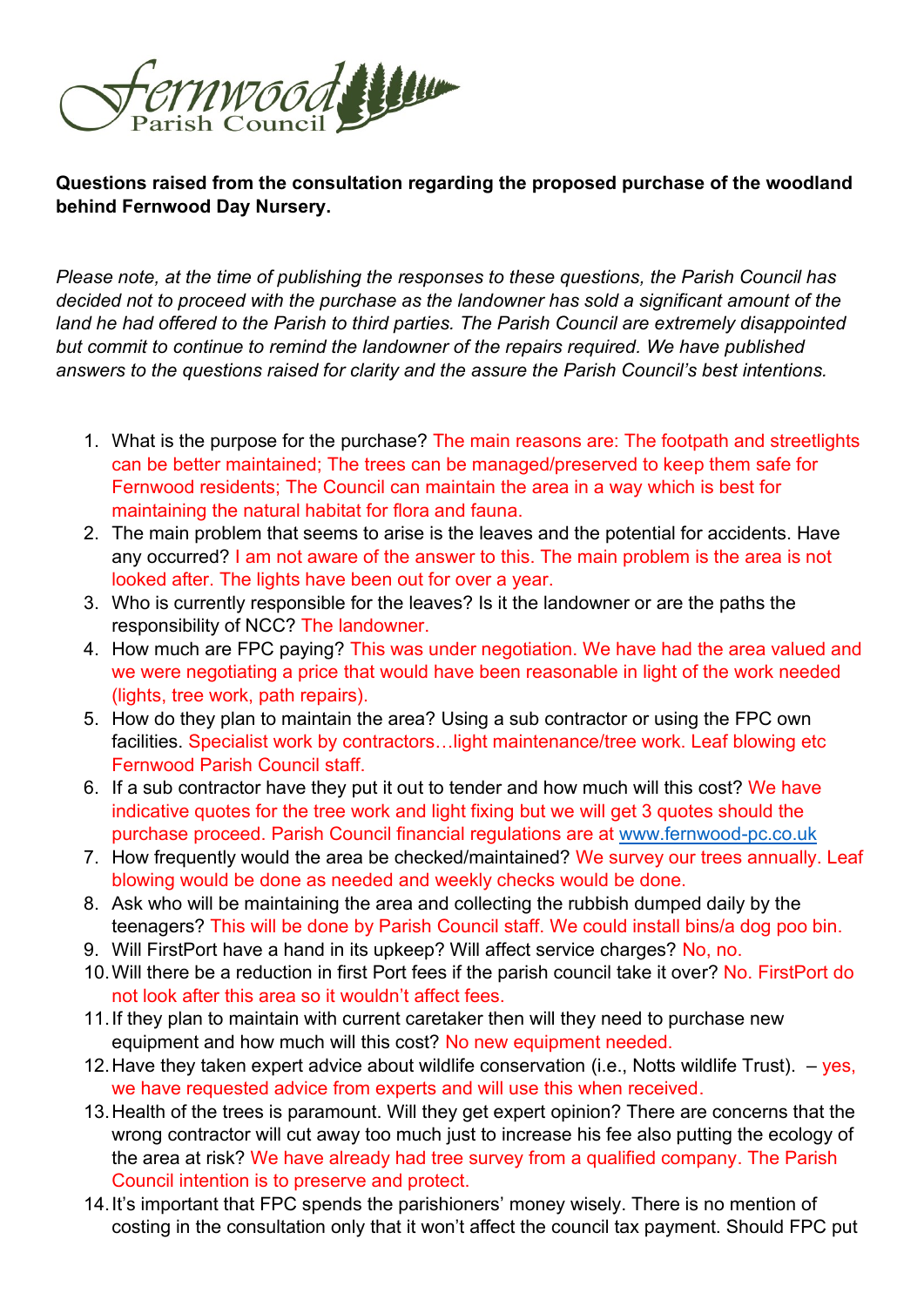Fernwood Parish Council

**Questions raised from the consultation regarding the proposed purchase of the woodland behind Fernwood Day Nursery.**

*Please note, at the time of publishing the responses to these questions, the Parish Council has decided not to proceed with the purchase as the landowner has sold a significant amount of the land he had offered to the Parish to third parties. The Parish Council are extremely disappointed but commit to continue to remind the landowner of the repairs required. We have published answers to the questions raised for clarity and the assure the Parish Council's best intentions.*

1. What is the purpose for the purchase? The main reasons are: The footpath and streetlights can be better maintained; The trees can be managed/preserved to keep them safe for Fernwood residents; The Council can maintain the area in a way which is best for maintaining the natural habitat for flora and fauna.
2. The main problem that seems to arise is the leaves and the potential for accidents. Have any occurred? I am not aware of the answer to this. The main problem is the area is not looked after. The lights have been out for over a year.
3. Who is currently responsible for the leaves? Is it the landowner or are the paths the responsibility of NCC? The landowner.
4. How much are FPC paying? This was under negotiation. We have had the area valued and we were negotiating a price that would have been reasonable in light of the work needed (lights, tree work, path repairs).
5. How do they plan to maintain the area? Using a sub contractor or using the FPC own facilities. Specialist work by contractors…light maintenance/tree work. Leaf blowing etc Fernwood Parish Council staff.
6. If a sub contractor have they put it out to tender and how much will this cost? We have indicative quotes for the tree work and light fixing but we will get 3 quotes should the purchase proceed. Parish Council financial regulations are at www.fernwood-pc.co.uk
7. How frequently would the area be checked/maintained? We survey our trees annually. Leaf blowing would be done as needed and weekly checks would be done.
8. Ask who will be maintaining the area and collecting the rubbish dumped daily by the teenagers? This will be done by Parish Council staff. We could install bins/a dog poo bin.
9. Will FirstPort have a hand in its upkeep? Will affect service charges? No, no.
10. Will there be a reduction in first Port fees if the parish council take it over? No. FirstPort do not look after this area so it wouldn't affect fees.
11. If they plan to maintain with current caretaker then will they need to purchase new equipment and how much will this cost? No new equipment needed.
12. Have they taken expert advice about wildlife conservation (i.e., Notts wildlife Trust). – yes, we have requested advice from experts and will use this when received.
13. Health of the trees is paramount. Will they get expert opinion? There are concerns that the wrong contractor will cut away too much just to increase his fee also putting the ecology of the area at risk? We have already had tree survey from a qualified company. The Parish Council intention is to preserve and protect.
14. It's important that FPC spends the parishioners' money wisely. There is no mention of costing in the consultation only that it won't affect the council tax payment. Should FPC put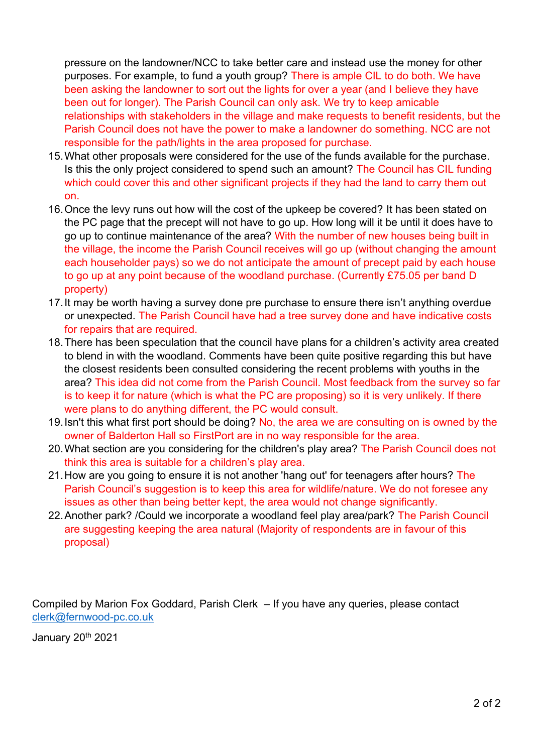pressure on the landowner/NCC to take better care and instead use the money for other purposes. For example, to fund a youth group? There is ample CIL to do both. We have been asking the landowner to sort out the lights for over a year (and I believe they have been out for longer). The Parish Council can only ask. We try to keep amicable relationships with stakeholders in the village and make requests to benefit residents, but the Parish Council does not have the power to make a landowner do something. NCC are not responsible for the path/lights in the area proposed for purchase.

15. What other proposals were considered for the use of the funds available for the purchase. Is this the only project considered to spend such an amount? The Council has CIL funding which could cover this and other significant projects if they had the land to carry them out on.
16. Once the levy runs out how will the cost of the upkeep be covered? It has been stated on the PC page that the precept will not have to go up. How long will it be until it does have to go up to continue maintenance of the area? With the number of new houses being built in the village, the income the Parish Council receives will go up (without changing the amount each householder pays) so we do not anticipate the amount of precept paid by each house to go up at any point because of the woodland purchase. (Currently £75.05 per band D property)
17. It may be worth having a survey done pre purchase to ensure there isn't anything overdue or unexpected. The Parish Council have had a tree survey done and have indicative costs for repairs that are required.
18. There has been speculation that the council have plans for a children's activity area created to blend in with the woodland. Comments have been quite positive regarding this but have the closest residents been consulted considering the recent problems with youths in the area? This idea did not come from the Parish Council. Most feedback from the survey so far is to keep it for nature (which is what the PC are proposing) so it is very unlikely. If there were plans to do anything different, the PC would consult.
19. Isn't this what first port should be doing? No, the area we are consulting on is owned by the owner of Balderton Hall so FirstPort are in no way responsible for the area.
20. What section are you considering for the children's play area? The Parish Council does not think this area is suitable for a children's play area.
21. How are you going to ensure it is not another 'hang out' for teenagers after hours? The Parish Council's suggestion is to keep this area for wildlife/nature. We do not foresee any issues as other than being better kept, the area would not change significantly.
22. Another park? /Could we incorporate a woodland feel play area/park? The Parish Council are suggesting keeping the area natural (Majority of respondents are in favour of this proposal)

Compiled by Marion Fox Goddard, Parish Clerk – If you have any queries, please contact clerk@fernwood-pc.co.uk

January 20th 2021